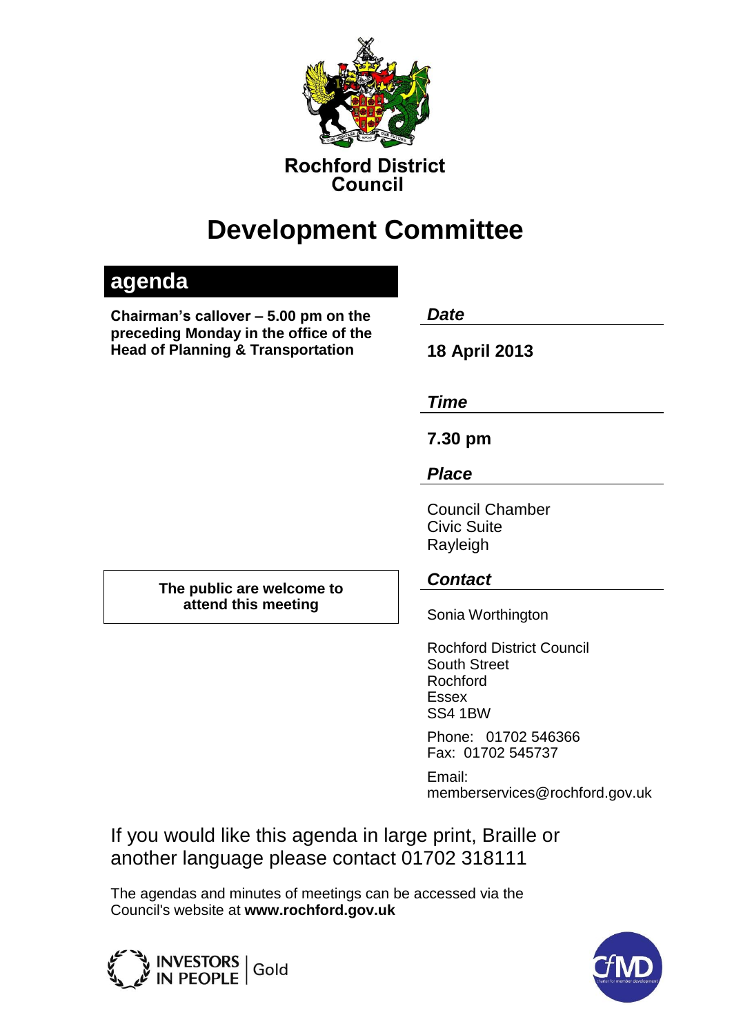**Rochford District Council**

# Development Committee

## agenda

**Chairman's callover – 5.00 pm on the preceding Monday in the office of the Head of Planning & Transportation**

***Date***

**18 April 2013**

***Time***

**7.30 pm**

***Place***

Council Chamber
Civic Suite
Rayleigh

**The public are welcome to attend this meeting**

***Contact***

Sonia Worthington

Rochford District Council
South Street
Rochford
Essex
SS4 1BW

Phone: 01702 546366
Fax: 01702 545737

Email:
memberservices@rochford.gov.uk

If you would like this agenda in large print, Braille or another language please contact 01702 318111

The agendas and minutes of meetings can be accessed via the Council's website at **www.rochford.gov.uk**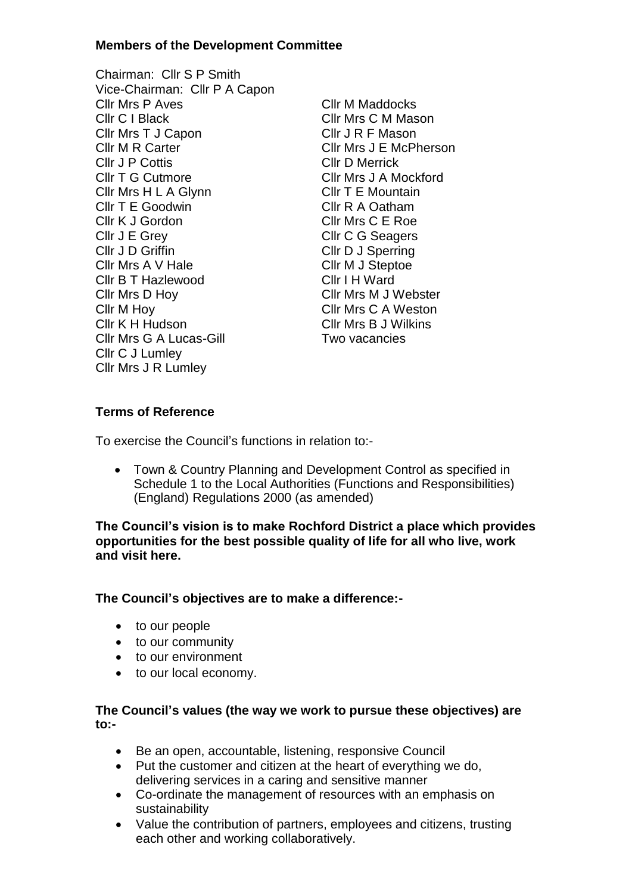**Members of the Development Committee**

Chairman: Cllr S P Smith
Vice-Chairman: Cllr P A Capon

Cllr Mrs P Aves
Cllr C I Black
Cllr Mrs T J Capon
Cllr M R Carter
Cllr J P Cottis
Cllr T G Cutmore
Cllr Mrs H L A Glynn
Cllr T E Goodwin
Cllr K J Gordon
Cllr J E Grey
Cllr J D Griffin
Cllr Mrs A V Hale
Cllr B T Hazlewood
Cllr Mrs D Hoy
Cllr M Hoy
Cllr K H Hudson
Cllr Mrs G A Lucas-Gill
Cllr C J Lumley
Cllr Mrs J R Lumley
Cllr M Maddocks
Cllr Mrs C M Mason
Cllr J R F Mason
Cllr Mrs J E McPherson
Cllr D Merrick
Cllr Mrs J A Mockford
Cllr T E Mountain
Cllr R A Oatham
Cllr Mrs C E Roe
Cllr C G Seagers
Cllr D J Sperring
Cllr M J Steptoe
Cllr I H Ward
Cllr Mrs M J Webster
Cllr Mrs C A Weston
Cllr Mrs B J Wilkins
Two vacancies

**Terms of Reference**

To exercise the Council's functions in relation to:-

- Town & Country Planning and Development Control as specified in Schedule 1 to the Local Authorities (Functions and Responsibilities) (England) Regulations 2000 (as amended)

**The Council's vision is to make Rochford District a place which provides opportunities for the best possible quality of life for all who live, work and visit here.**

**The Council's objectives are to make a difference:-**

- to our people
- to our community
- to our environment
- to our local economy.

**The Council's values (the way we work to pursue these objectives) are to:-**

- Be an open, accountable, listening, responsive Council
- Put the customer and citizen at the heart of everything we do, delivering services in a caring and sensitive manner
- Co-ordinate the management of resources with an emphasis on sustainability
- Value the contribution of partners, employees and citizens, trusting each other and working collaboratively.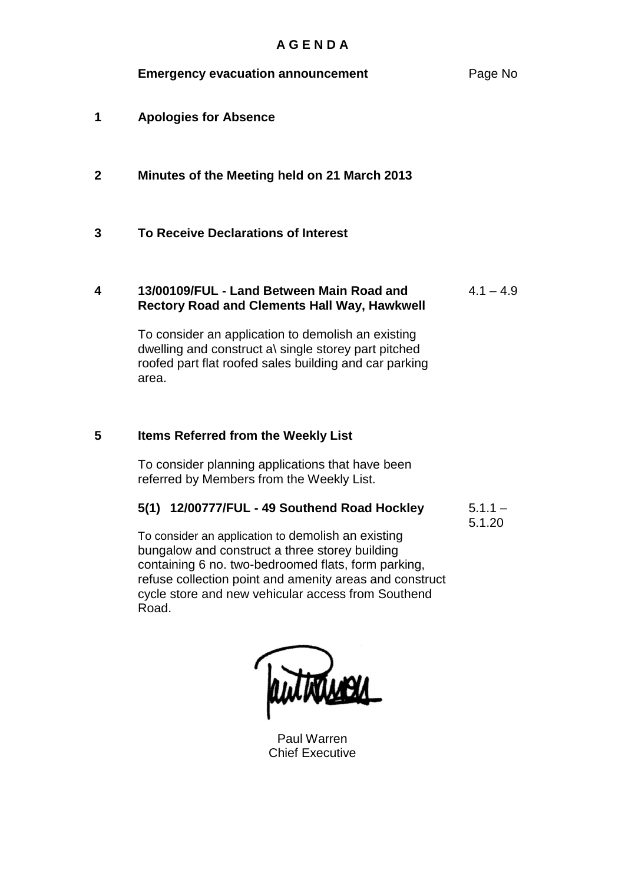# A G E N D A

**Emergency evacuation announcement** Page No

**1 Apologies for Absence**

**2 Minutes of the Meeting held on 21 March 2013**

**3 To Receive Declarations of Interest**

**4 13/00109/FUL - Land Between Main Road and Rectory Road and Clements Hall Way, Hawkwell** 4.1 – 4.9

To consider an application to demolish an existing dwelling and construct a\ single storey part pitched roofed part flat roofed sales building and car parking area.

**5 Items Referred from the Weekly List**

To consider planning applications that have been referred by Members from the Weekly List.

**5(1) 12/00777/FUL - 49 Southend Road Hockley** 5.1.1 – 5.1.20

To consider an application to demolish an existing bungalow and construct a three storey building containing 6 no. two-bedroomed flats, form parking, refuse collection point and amenity areas and construct cycle store and new vehicular access from Southend Road.

Paul Warren
Chief Executive